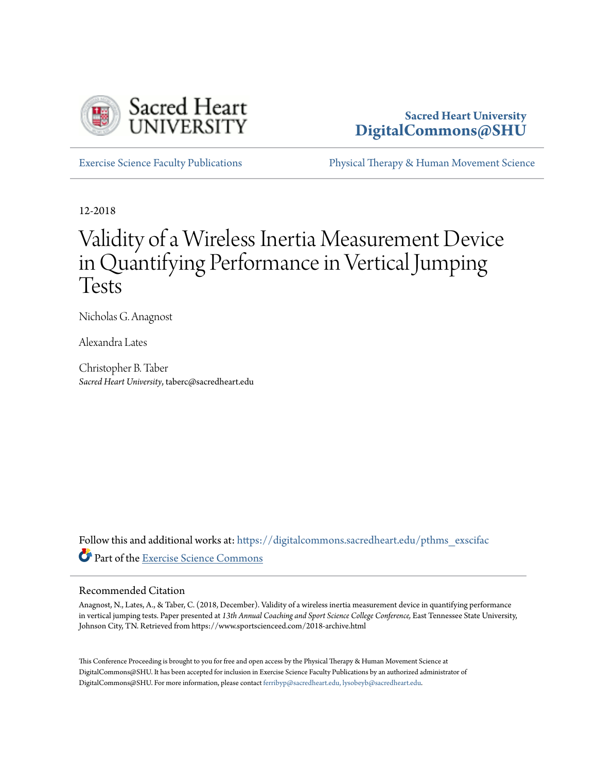Sacred Heart University
DigitalCommons@SHU

Exercise Science Faculty Publications | Physical Therapy & Human Movement Science

12-2018

# Validity of a Wireless Inertia Measurement Device in Quantifying Performance in Vertical Jumping Tests

Nicholas G. Anagnost

Alexandra Lates

Christopher B. Taber
*Sacred Heart University*, taberc@sacredheart.edu

Follow this and additional works at: https://digitalcommons.sacredheart.edu/pthms_exscifac

Part of the Exercise Science Commons

## Recommended Citation

Anagnost, N., Lates, A., & Taber, C. (2018, December). Validity of a wireless inertia measurement device in quantifying performance in vertical jumping tests. Paper presented at *13th Annual Coaching and Sport Science College Conference,* East Tennessee State University, Johnson City, TN. Retrieved from https://www.sportscienceed.com/2018-archive.html

This Conference Proceeding is brought to you for free and open access by the Physical Therapy & Human Movement Science at DigitalCommons@SHU. It has been accepted for inclusion in Exercise Science Faculty Publications by an authorized administrator of DigitalCommons@SHU. For more information, please contact ferribyp@sacredheart.edu, lysobeyb@sacredheart.edu.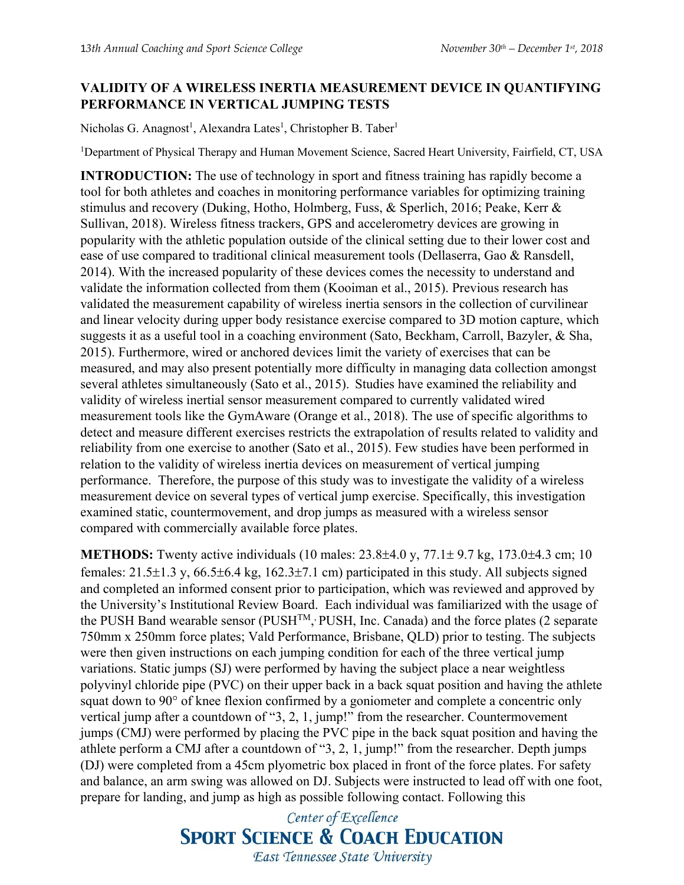## VALIDITY OF A WIRELESS INERTIA MEASUREMENT DEVICE IN QUANTIFYING PERFORMANCE IN VERTICAL JUMPING TESTS

Nicholas G. Anagnost[1], Alexandra Lates[1], Christopher B. Taber[1]

[1]Department of Physical Therapy and Human Movement Science, Sacred Heart University, Fairfield, CT, USA

**INTRODUCTION:** The use of technology in sport and fitness training has rapidly become a tool for both athletes and coaches in monitoring performance variables for optimizing training stimulus and recovery (Duking, Hotho, Holmberg, Fuss, & Sperlich, 2016; Peake, Kerr & Sullivan, 2018). Wireless fitness trackers, GPS and accelerometry devices are growing in popularity with the athletic population outside of the clinical setting due to their lower cost and ease of use compared to traditional clinical measurement tools (Dellaserra, Gao & Ransdell, 2014). With the increased popularity of these devices comes the necessity to understand and validate the information collected from them (Kooiman et al., 2015). Previous research has validated the measurement capability of wireless inertia sensors in the collection of curvilinear and linear velocity during upper body resistance exercise compared to 3D motion capture, which suggests it as a useful tool in a coaching environment (Sato, Beckham, Carroll, Bazyler, & Sha, 2015). Furthermore, wired or anchored devices limit the variety of exercises that can be measured, and may also present potentially more difficulty in managing data collection amongst several athletes simultaneously (Sato et al., 2015). Studies have examined the reliability and validity of wireless inertial sensor measurement compared to currently validated wired measurement tools like the GymAware (Orange et al., 2018). The use of specific algorithms to detect and measure different exercises restricts the extrapolation of results related to validity and reliability from one exercise to another (Sato et al., 2015). Few studies have been performed in relation to the validity of wireless inertia devices on measurement of vertical jumping performance. Therefore, the purpose of this study was to investigate the validity of a wireless measurement device on several types of vertical jump exercise. Specifically, this investigation examined static, countermovement, and drop jumps as measured with a wireless sensor compared with commercially available force plates.

**METHODS:** Twenty active individuals (10 males: 23.8±4.0 y, 77.1± 9.7 kg, 173.0±4.3 cm; 10 females: 21.5±1.3 y, 66.5±6.4 kg, 162.3±7.1 cm) participated in this study. All subjects signed and completed an informed consent prior to participation, which was reviewed and approved by the University's Institutional Review Board. Each individual was familiarized with the usage of the PUSH Band wearable sensor (PUSH™, PUSH, Inc. Canada) and the force plates (2 separate 750mm x 250mm force plates; Vald Performance, Brisbane, QLD) prior to testing. The subjects were then given instructions on each jumping condition for each of the three vertical jump variations. Static jumps (SJ) were performed by having the subject place a near weightless polyvinyl chloride pipe (PVC) on their upper back in a back squat position and having the athlete squat down to 90° of knee flexion confirmed by a goniometer and complete a concentric only vertical jump after a countdown of "3, 2, 1, jump!" from the researcher. Countermovement jumps (CMJ) were performed by placing the PVC pipe in the back squat position and having the athlete perform a CMJ after a countdown of "3, 2, 1, jump!" from the researcher. Depth jumps (DJ) were completed from a 45cm plyometric box placed in front of the force plates. For safety and balance, an arm swing was allowed on DJ. Subjects were instructed to lead off with one foot, prepare for landing, and jump as high as possible following contact. Following this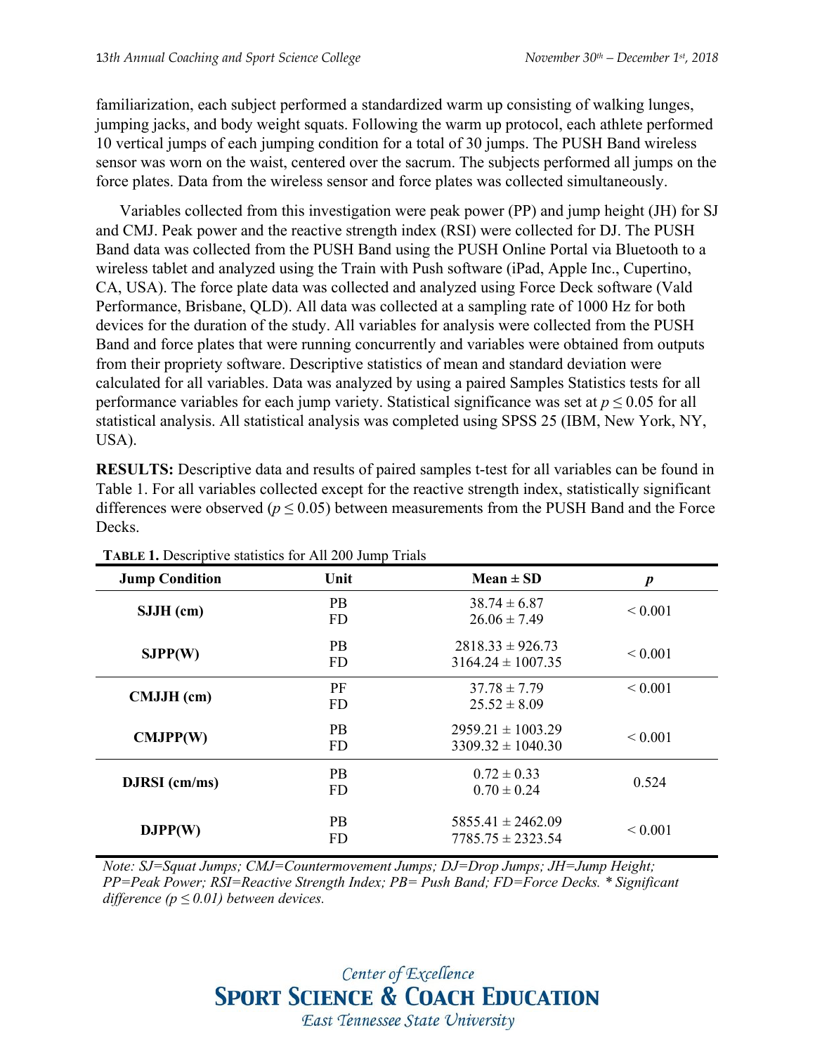familiarization, each subject performed a standardized warm up consisting of walking lunges, jumping jacks, and body weight squats. Following the warm up protocol, each athlete performed 10 vertical jumps of each jumping condition for a total of 30 jumps. The PUSH Band wireless sensor was worn on the waist, centered over the sacrum. The subjects performed all jumps on the force plates. Data from the wireless sensor and force plates was collected simultaneously.

Variables collected from this investigation were peak power (PP) and jump height (JH) for SJ and CMJ. Peak power and the reactive strength index (RSI) were collected for DJ. The PUSH Band data was collected from the PUSH Band using the PUSH Online Portal via Bluetooth to a wireless tablet and analyzed using the Train with Push software (iPad, Apple Inc., Cupertino, CA, USA). The force plate data was collected and analyzed using Force Deck software (Vald Performance, Brisbane, QLD). All data was collected at a sampling rate of 1000 Hz for both devices for the duration of the study. All variables for analysis were collected from the PUSH Band and force plates that were running concurrently and variables were obtained from outputs from their propriety software. Descriptive statistics of mean and standard deviation were calculated for all variables. Data was analyzed by using a paired Samples Statistics tests for all performance variables for each jump variety. Statistical significance was set at $p \leq 0.05$ for all statistical analysis. All statistical analysis was completed using SPSS 25 (IBM, New York, NY, USA).

**RESULTS:** Descriptive data and results of paired samples t-test for all variables can be found in Table 1. For all variables collected except for the reactive strength index, statistically significant differences were observed ($p \leq 0.05$) between measurements from the PUSH Band and the Force Decks.

**TABLE 1.** Descriptive statistics for All 200 Jump Trials

| Jump Condition | Unit | Mean ± SD | *p* |
|---|---|---|---|
| **SJJH (cm)** | PB | 38.74 ± 6.87 | < 0.001 |
| | FD | 26.06 ± 7.49 | |
| **SJPP(W)** | PB | 2818.33 ± 926.73 | < 0.001 |
| | FD | 3164.24 ± 1007.35 | |
| **CMJJH (cm)** | PF | 37.78 ± 7.79 | < 0.001 |
| | FD | 25.52 ± 8.09 | |
| **CMJPP(W)** | PB | 2959.21 ± 1003.29 | < 0.001 |
| | FD | 3309.32 ± 1040.30 | |
| **DJRSI (cm/ms)** | PB | 0.72 ± 0.33 | 0.524 |
| | FD | 0.70 ± 0.24 | |
| **DJPP(W)** | PB | 5855.41 ± 2462.09 | < 0.001 |
| | FD | 7785.75 ± 2323.54 | |

*Note: SJ=Squat Jumps; CMJ=Countermovement Jumps; DJ=Drop Jumps; JH=Jump Height; PP=Peak Power; RSI=Reactive Strength Index; PB= Push Band; FD=Force Decks. * Significant difference ($p \leq 0.01$) between devices.*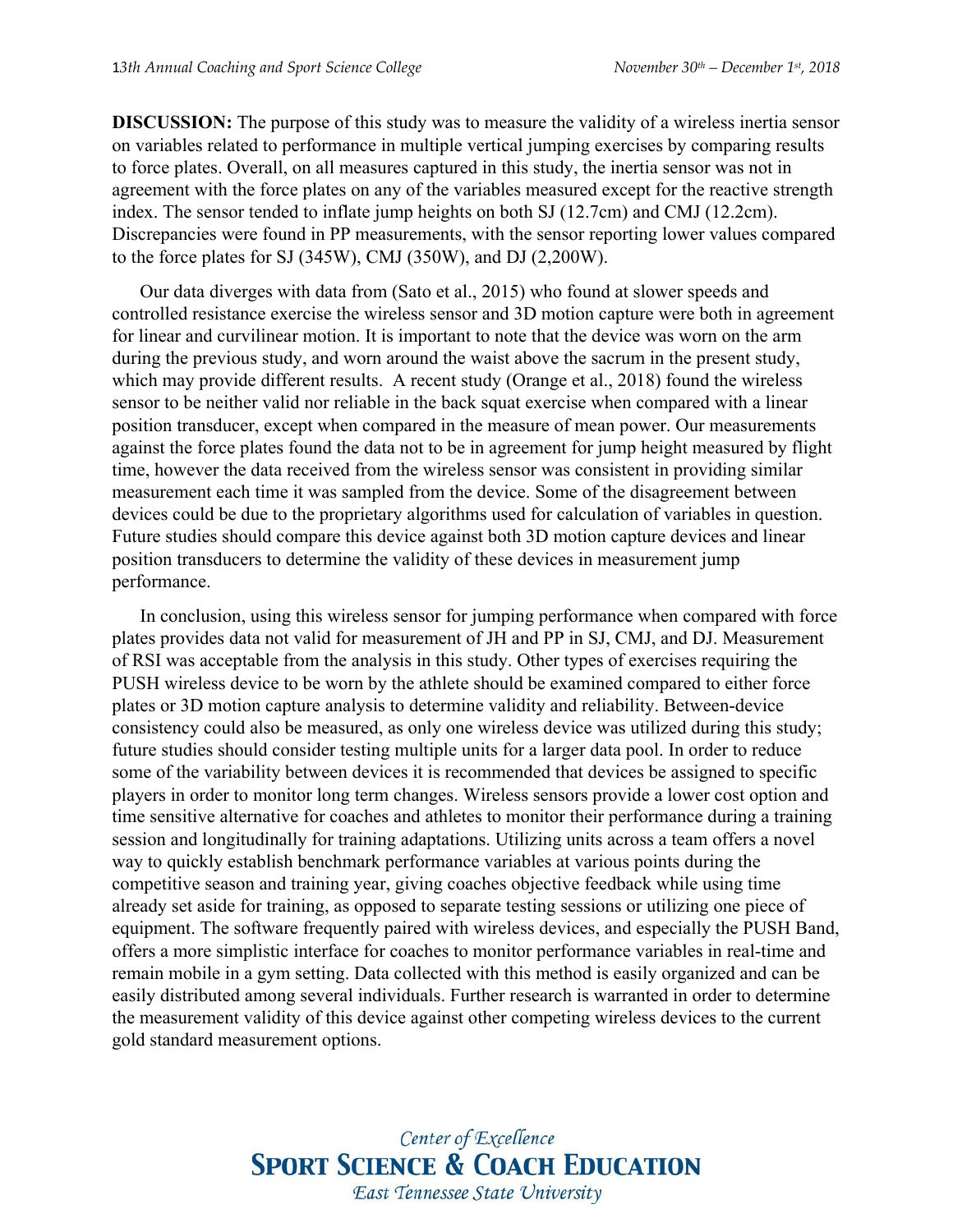**DISCUSSION:** The purpose of this study was to measure the validity of a wireless inertia sensor on variables related to performance in multiple vertical jumping exercises by comparing results to force plates. Overall, on all measures captured in this study, the inertia sensor was not in agreement with the force plates on any of the variables measured except for the reactive strength index. The sensor tended to inflate jump heights on both SJ (12.7cm) and CMJ (12.2cm). Discrepancies were found in PP measurements, with the sensor reporting lower values compared to the force plates for SJ (345W), CMJ (350W), and DJ (2,200W).

Our data diverges with data from (Sato et al., 2015) who found at slower speeds and controlled resistance exercise the wireless sensor and 3D motion capture were both in agreement for linear and curvilinear motion. It is important to note that the device was worn on the arm during the previous study, and worn around the waist above the sacrum in the present study, which may provide different results. A recent study (Orange et al., 2018) found the wireless sensor to be neither valid nor reliable in the back squat exercise when compared with a linear position transducer, except when compared in the measure of mean power. Our measurements against the force plates found the data not to be in agreement for jump height measured by flight time, however the data received from the wireless sensor was consistent in providing similar measurement each time it was sampled from the device. Some of the disagreement between devices could be due to the proprietary algorithms used for calculation of variables in question. Future studies should compare this device against both 3D motion capture devices and linear position transducers to determine the validity of these devices in measurement jump performance.

In conclusion, using this wireless sensor for jumping performance when compared with force plates provides data not valid for measurement of JH and PP in SJ, CMJ, and DJ. Measurement of RSI was acceptable from the analysis in this study. Other types of exercises requiring the PUSH wireless device to be worn by the athlete should be examined compared to either force plates or 3D motion capture analysis to determine validity and reliability. Between-device consistency could also be measured, as only one wireless device was utilized during this study; future studies should consider testing multiple units for a larger data pool. In order to reduce some of the variability between devices it is recommended that devices be assigned to specific players in order to monitor long term changes. Wireless sensors provide a lower cost option and time sensitive alternative for coaches and athletes to monitor their performance during a training session and longitudinally for training adaptations. Utilizing units across a team offers a novel way to quickly establish benchmark performance variables at various points during the competitive season and training year, giving coaches objective feedback while using time already set aside for training, as opposed to separate testing sessions or utilizing one piece of equipment. The software frequently paired with wireless devices, and especially the PUSH Band, offers a more simplistic interface for coaches to monitor performance variables in real-time and remain mobile in a gym setting. Data collected with this method is easily organized and can be easily distributed among several individuals. Further research is warranted in order to determine the measurement validity of this device against other competing wireless devices to the current gold standard measurement options.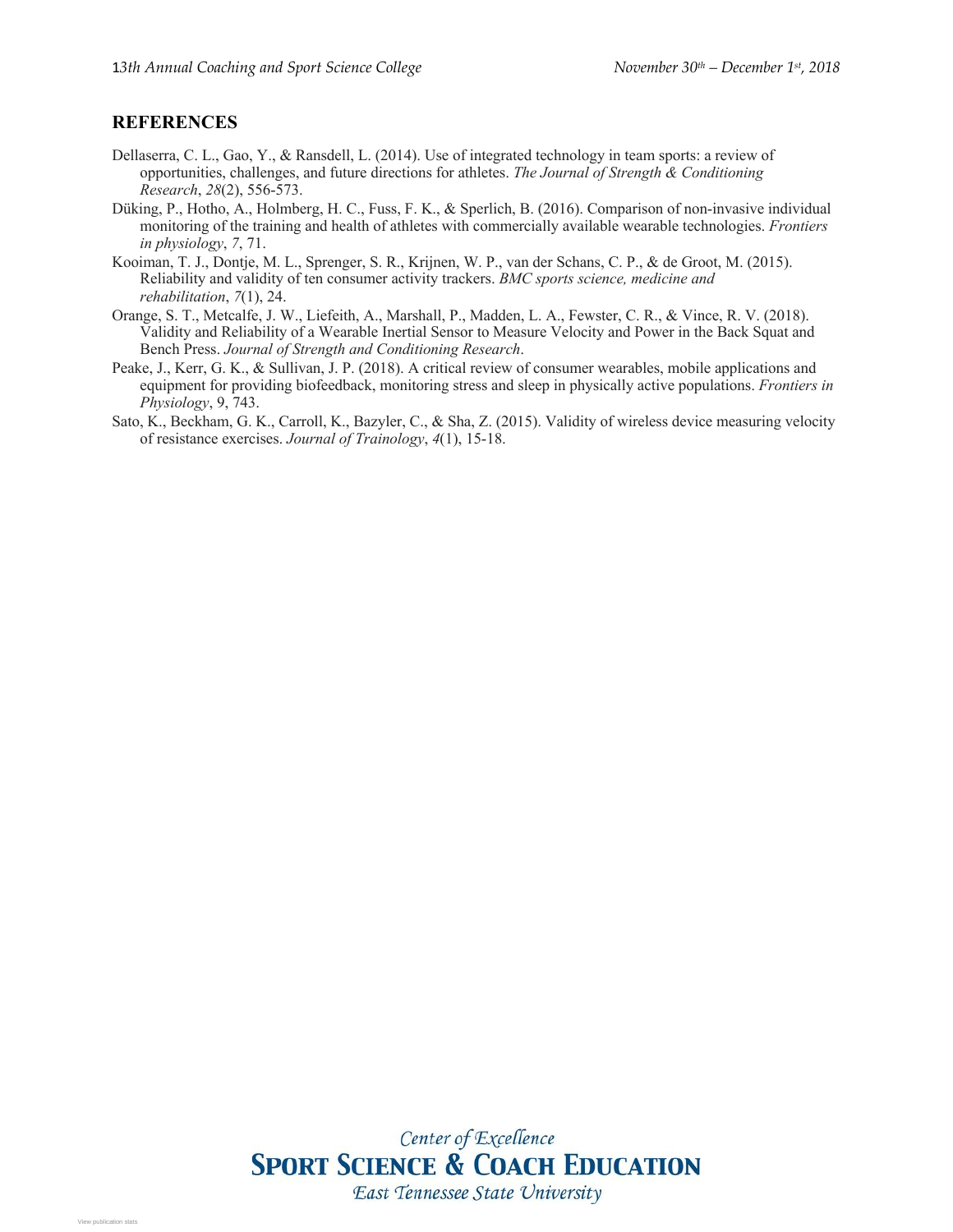## REFERENCES

Dellaserra, C. L., Gao, Y., & Ransdell, L. (2014). Use of integrated technology in team sports: a review of opportunities, challenges, and future directions for athletes. *The Journal of Strength & Conditioning Research*, *28*(2), 556-573.

Düking, P., Hotho, A., Holmberg, H. C., Fuss, F. K., & Sperlich, B. (2016). Comparison of non-invasive individual monitoring of the training and health of athletes with commercially available wearable technologies. *Frontiers in physiology*, *7*, 71.

Kooiman, T. J., Dontje, M. L., Sprenger, S. R., Krijnen, W. P., van der Schans, C. P., & de Groot, M. (2015). Reliability and validity of ten consumer activity trackers. *BMC sports science, medicine and rehabilitation*, *7*(1), 24.

Orange, S. T., Metcalfe, J. W., Liefeith, A., Marshall, P., Madden, L. A., Fewster, C. R., & Vince, R. V. (2018). Validity and Reliability of a Wearable Inertial Sensor to Measure Velocity and Power in the Back Squat and Bench Press. *Journal of Strength and Conditioning Research*.

Peake, J., Kerr, G. K., & Sullivan, J. P. (2018). A critical review of consumer wearables, mobile applications and equipment for providing biofeedback, monitoring stress and sleep in physically active populations. *Frontiers in Physiology*, 9, 743.

Sato, K., Beckham, G. K., Carroll, K., Bazyler, C., & Sha, Z. (2015). Validity of wireless device measuring velocity of resistance exercises. *Journal of Trainology*, *4*(1), 15-18.